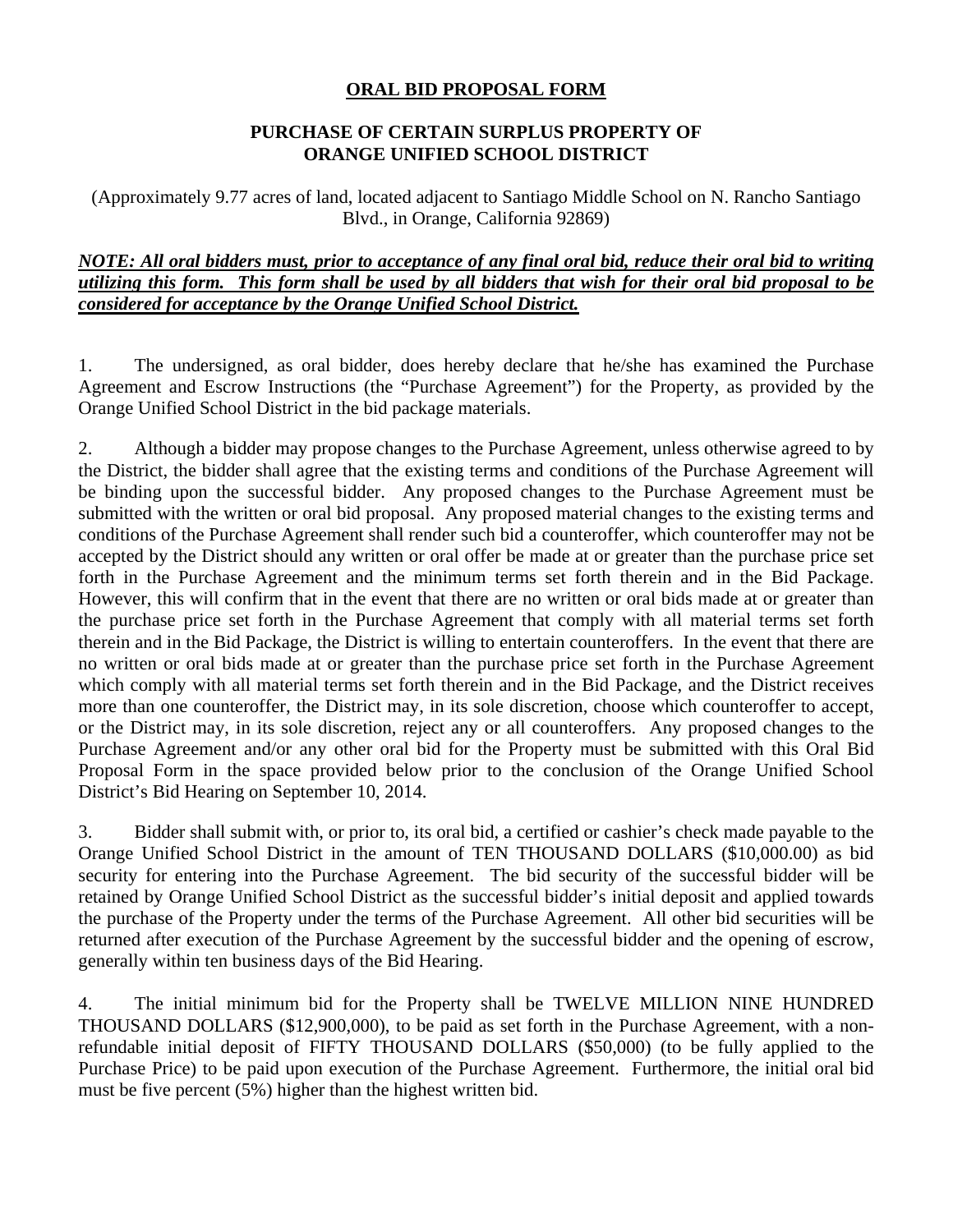**ORAL BID PROPOSAL FORM**

**PURCHASE OF CERTAIN SURPLUS PROPERTY OF ORANGE UNIFIED SCHOOL DISTRICT**

(Approximately 9.77 acres of land, located adjacent to Santiago Middle School on N. Rancho Santiago Blvd., in Orange, California 92869)

***NOTE: All oral bidders must, prior to acceptance of any final oral bid, reduce their oral bid to writing utilizing this form. This form shall be used by all bidders that wish for their oral bid proposal to be considered for acceptance by the Orange Unified School District.***

1. The undersigned, as oral bidder, does hereby declare that he/she has examined the Purchase Agreement and Escrow Instructions (the "Purchase Agreement") for the Property, as provided by the Orange Unified School District in the bid package materials.

2. Although a bidder may propose changes to the Purchase Agreement, unless otherwise agreed to by the District, the bidder shall agree that the existing terms and conditions of the Purchase Agreement will be binding upon the successful bidder. Any proposed changes to the Purchase Agreement must be submitted with the written or oral bid proposal. Any proposed material changes to the existing terms and conditions of the Purchase Agreement shall render such bid a counteroffer, which counteroffer may not be accepted by the District should any written or oral offer be made at or greater than the purchase price set forth in the Purchase Agreement and the minimum terms set forth therein and in the Bid Package. However, this will confirm that in the event that there are no written or oral bids made at or greater than the purchase price set forth in the Purchase Agreement that comply with all material terms set forth therein and in the Bid Package, the District is willing to entertain counteroffers. In the event that there are no written or oral bids made at or greater than the purchase price set forth in the Purchase Agreement which comply with all material terms set forth therein and in the Bid Package, and the District receives more than one counteroffer, the District may, in its sole discretion, choose which counteroffer to accept, or the District may, in its sole discretion, reject any or all counteroffers. Any proposed changes to the Purchase Agreement and/or any other oral bid for the Property must be submitted with this Oral Bid Proposal Form in the space provided below prior to the conclusion of the Orange Unified School District's Bid Hearing on September 10, 2014.

3. Bidder shall submit with, or prior to, its oral bid, a certified or cashier's check made payable to the Orange Unified School District in the amount of TEN THOUSAND DOLLARS ($10,000.00) as bid security for entering into the Purchase Agreement. The bid security of the successful bidder will be retained by Orange Unified School District as the successful bidder's initial deposit and applied towards the purchase of the Property under the terms of the Purchase Agreement. All other bid securities will be returned after execution of the Purchase Agreement by the successful bidder and the opening of escrow, generally within ten business days of the Bid Hearing.

4. The initial minimum bid for the Property shall be TWELVE MILLION NINE HUNDRED THOUSAND DOLLARS ($12,900,000), to be paid as set forth in the Purchase Agreement, with a non-refundable initial deposit of FIFTY THOUSAND DOLLARS ($50,000) (to be fully applied to the Purchase Price) to be paid upon execution of the Purchase Agreement. Furthermore, the initial oral bid must be five percent (5%) higher than the highest written bid.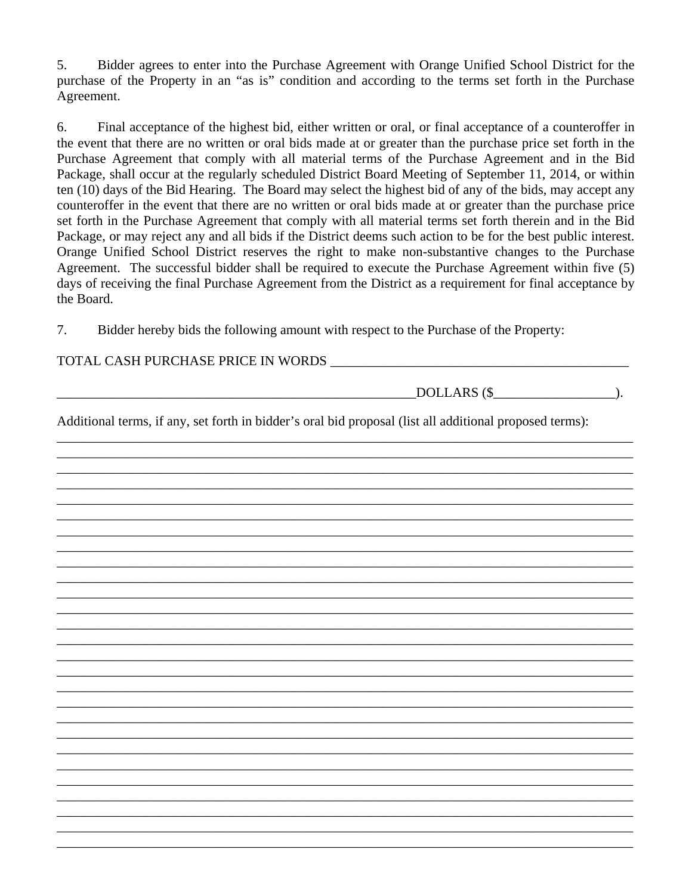5. Bidder agrees to enter into the Purchase Agreement with Orange Unified School District for the purchase of the Property in an "as is" condition and according to the terms set forth in the Purchase Agreement.

6. Final acceptance of the highest bid, either written or oral, or final acceptance of a counteroffer in the event that there are no written or oral bids made at or greater than the purchase price set forth in the Purchase Agreement that comply with all material terms of the Purchase Agreement and in the Bid Package, shall occur at the regularly scheduled District Board Meeting of September 11, 2014, or within ten (10) days of the Bid Hearing. The Board may select the highest bid of any of the bids, may accept any counteroffer in the event that there are no written or oral bids made at or greater than the purchase price set forth in the Purchase Agreement that comply with all material terms set forth therein and in the Bid Package, or may reject any and all bids if the District deems such action to be for the best public interest. Orange Unified School District reserves the right to make non-substantive changes to the Purchase Agreement. The successful bidder shall be required to execute the Purchase Agreement within five (5) days of receiving the final Purchase Agreement from the District as a requirement for final acceptance by the Board.

7. Bidder hereby bids the following amount with respect to the Purchase of the Property:

TOTAL CASH PURCHASE PRICE IN WORDS ______________________________________________

________________________________________________________DOLLARS ($__________________).

Additional terms, if any, set forth in bidder's oral bid proposal (list all additional proposed terms):
_____________________________________________________________________________________
_____________________________________________________________________________________
_____________________________________________________________________________________
_____________________________________________________________________________________
_____________________________________________________________________________________
_____________________________________________________________________________________
_____________________________________________________________________________________
_____________________________________________________________________________________
_____________________________________________________________________________________
_____________________________________________________________________________________
_____________________________________________________________________________________
_____________________________________________________________________________________
_____________________________________________________________________________________
_____________________________________________________________________________________
_____________________________________________________________________________________
_____________________________________________________________________________________
_____________________________________________________________________________________
_____________________________________________________________________________________
_____________________________________________________________________________________
_____________________________________________________________________________________
_____________________________________________________________________________________
_____________________________________________________________________________________
_____________________________________________________________________________________
_____________________________________________________________________________________
_____________________________________________________________________________________
_____________________________________________________________________________________
_____________________________________________________________________________________
_____________________________________________________________________________________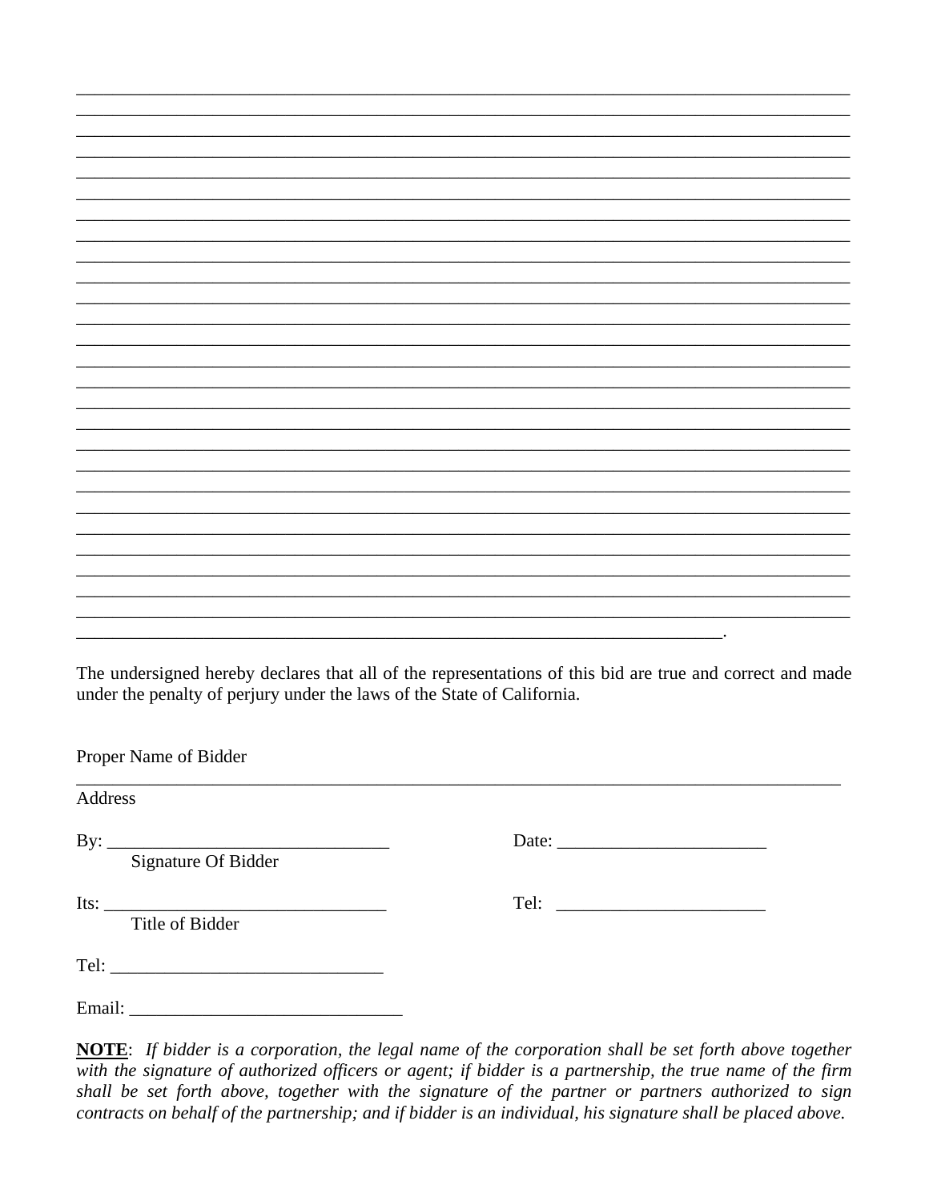\_\_\_\_\_\_\_\_\_\_\_\_\_\_\_\_\_\_\_\_\_\_\_\_\_\_\_\_\_\_\_\_\_\_\_\_\_\_\_\_\_\_\_\_\_\_\_\_\_\_\_\_\_\_\_\_\_\_\_\_\_\_\_\_\_\_\_\_\_\_\_\_\_\_\_\_\_\_\_\_\_\_\_\_\_\_\_\_\_\_\_\_

\_\_\_\_\_\_\_\_\_\_\_\_\_\_\_\_\_\_\_\_\_\_\_\_\_\_\_\_\_\_\_\_\_\_\_\_\_\_\_\_\_\_\_\_\_\_\_\_\_\_\_\_\_\_\_\_\_\_\_\_\_\_\_\_\_\_\_\_\_\_\_\_\_\_\_\_\_\_\_\_\_\_\_\_\_\_\_\_\_\_\_\_

\_\_\_\_\_\_\_\_\_\_\_\_\_\_\_\_\_\_\_\_\_\_\_\_\_\_\_\_\_\_\_\_\_\_\_\_\_\_\_\_\_\_\_\_\_\_\_\_\_\_\_\_\_\_\_\_\_\_\_\_\_\_\_\_\_\_\_\_\_\_\_\_\_\_\_\_\_\_\_\_\_\_\_\_\_\_\_\_\_\_\_\_.

The undersigned hereby declares that all of the representations of this bid are true and correct and made under the penalty of perjury under the laws of the State of California.

Proper Name of Bidder

\_\_\_\_\_\_\_\_\_\_\_\_\_\_\_\_\_\_\_\_\_\_\_\_\_\_\_\_\_\_\_\_\_\_\_\_\_\_\_\_\_\_\_\_\_\_\_\_\_\_\_\_\_\_\_\_\_\_\_\_\_\_\_\_\_\_\_\_\_\_\_\_\_\_\_\_\_\_\_\_\_\_\_\_\_\_\_\_\_\_\_\_

Address

By: \_\_\_\_\_\_\_\_\_\_\_\_\_\_\_\_\_\_\_\_\_\_\_\_\_\_\_\_\_\_\_\_ Date: \_\_\_\_\_\_\_\_\_\_\_\_\_\_\_\_\_\_\_\_\_\_\_\_

Signature Of Bidder

Its: \_\_\_\_\_\_\_\_\_\_\_\_\_\_\_\_\_\_\_\_\_\_\_\_\_\_\_\_\_\_\_\_ Tel: \_\_\_\_\_\_\_\_\_\_\_\_\_\_\_\_\_\_\_\_\_\_\_\_

Title of Bidder

Tel: \_\_\_\_\_\_\_\_\_\_\_\_\_\_\_\_\_\_\_\_\_\_\_\_\_\_\_\_\_\_

Email: \_\_\_\_\_\_\_\_\_\_\_\_\_\_\_\_\_\_\_\_\_\_\_\_\_\_\_\_\_\_

**NOTE**: *If bidder is a corporation, the legal name of the corporation shall be set forth above together with the signature of authorized officers or agent; if bidder is a partnership, the true name of the firm shall be set forth above, together with the signature of the partner or partners authorized to sign contracts on behalf of the partnership; and if bidder is an individual, his signature shall be placed above.*